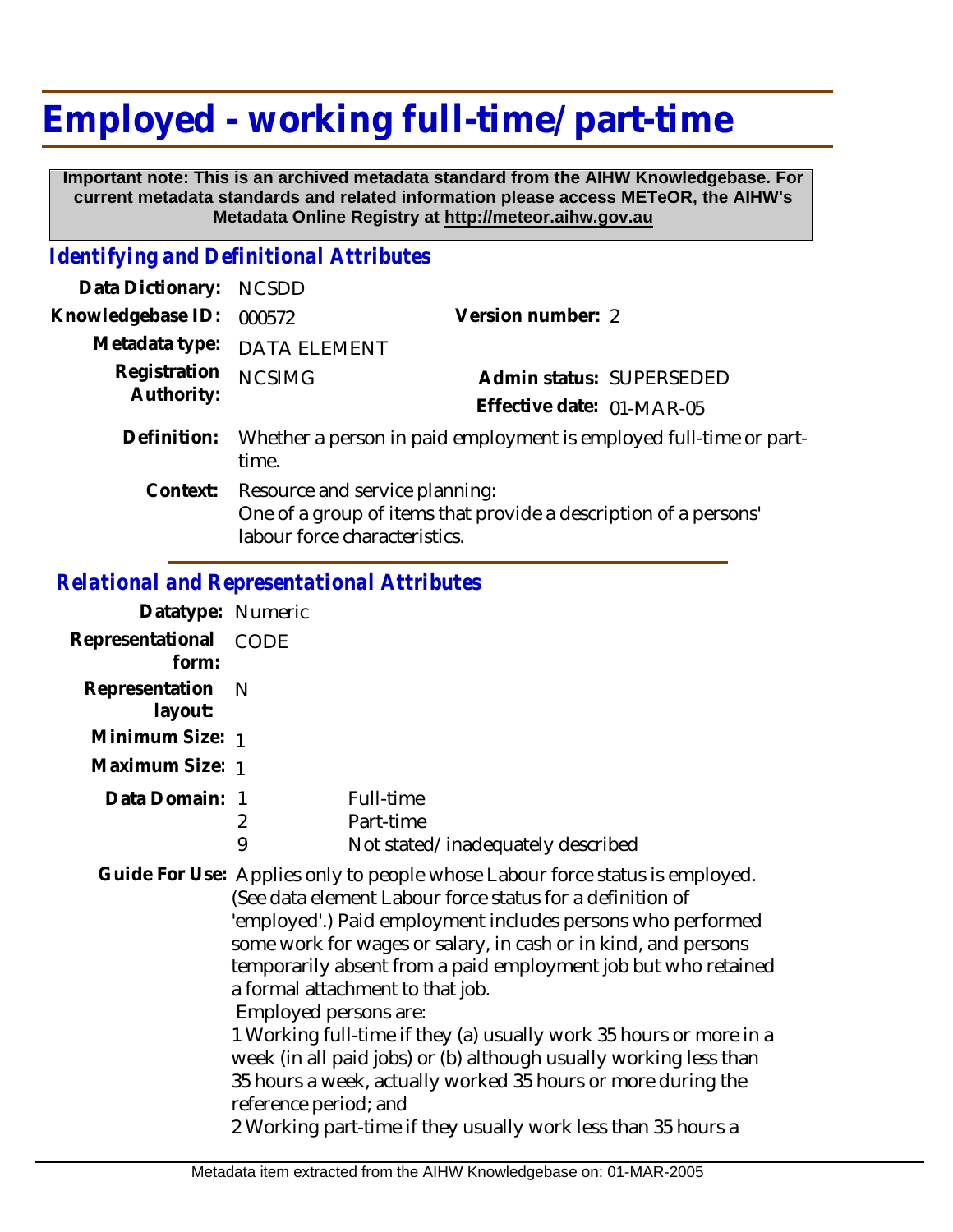# Employed - working full-time/part-time

**Important note: This is an archived metadata standard from the AIHW Knowledgebase. For current metadata standards and related information please access METeOR, the AIHW's Metadata Online Registry at http://meteor.aihw.gov.au**

### *Identifying and Definitional Attributes*

**Data Dictionary:** NCSDD

**Knowledgebase ID:** 000572 **Version number:** 2

**Metadata type:** DATA ELEMENT

**Registration Authority:** NCSIMG **Admin status:** SUPERSEDED

**Effective date:** 01-MAR-05

**Definition:** Whether a person in paid employment is employed full-time or part-time.

**Context:** Resource and service planning:
One of a group of items that provide a description of a persons' labour force characteristics.

### *Relational and Representational Attributes*

**Datatype:** Numeric

**Representational form:** CODE

**Representation layout:** N

**Minimum Size:** 1

**Maximum Size:** 1

**Data Domain:**

| Code | Description |
|---|---|
| 1 | Full-time |
| 2 | Part-time |
| 9 | Not stated/inadequately described |

**Guide For Use:** Applies only to people whose Labour force status is employed. (See data element Labour force status for a definition of 'employed'.) Paid employment includes persons who performed some work for wages or salary, in cash or in kind, and persons temporarily absent from a paid employment job but who retained a formal attachment to that job.
Employed persons are:
1 Working full-time if they (a) usually work 35 hours or more in a week (in all paid jobs) or (b) although usually working less than 35 hours a week, actually worked 35 hours or more during the reference period; and
2 Working part-time if they usually work less than 35 hours a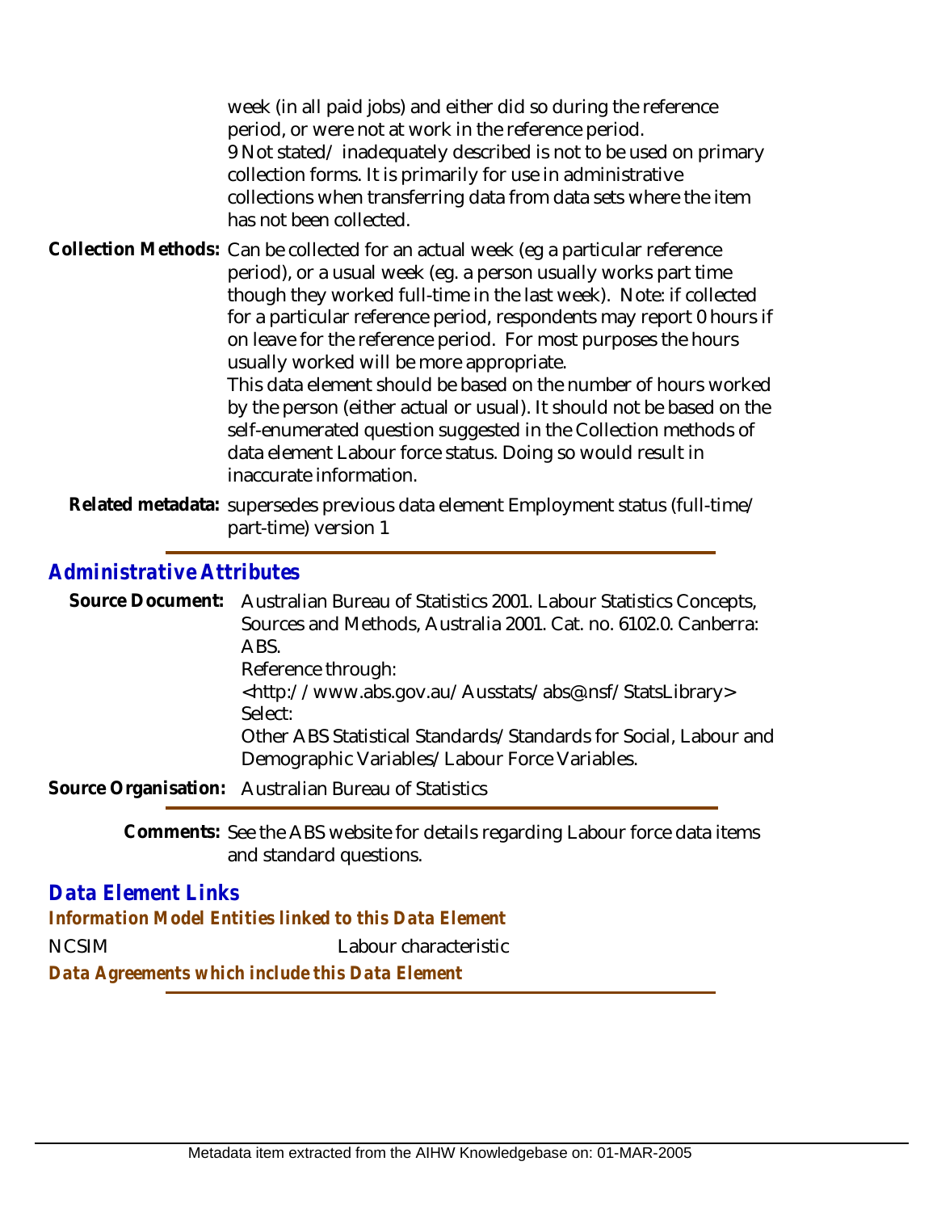week (in all paid jobs) and either did so during the reference period, or were not at work in the reference period.
9 Not stated/ inadequately described is not to be used on primary collection forms. It is primarily for use in administrative collections when transferring data from data sets where the item has not been collected.

**Collection Methods:** Can be collected for an actual week (eg a particular reference period), or a usual week (eg. a person usually works part time though they worked full-time in the last week). Note: if collected for a particular reference period, respondents may report 0 hours if on leave for the reference period. For most purposes the hours usually worked will be more appropriate.
This data element should be based on the number of hours worked by the person (either actual or usual). It should not be based on the self-enumerated question suggested in the Collection methods of data element Labour force status. Doing so would result in inaccurate information.

**Related metadata:** supersedes previous data element Employment status (full-time/ part-time) version 1

## Administrative Attributes

**Source Document:** Australian Bureau of Statistics 2001. Labour Statistics Concepts, Sources and Methods, Australia 2001. Cat. no. 6102.0. Canberra: ABS.
Reference through:
<http://www.abs.gov.au/Ausstats/abs@.nsf/StatsLibrary>
Select:
Other ABS Statistical Standards/Standards for Social, Labour and Demographic Variables/Labour Force Variables.

**Source Organisation:** Australian Bureau of Statistics

**Comments:** See the ABS website for details regarding Labour force data items and standard questions.

## Data Element Links

### Information Model Entities linked to this Data Element

NCSIM Labour characteristic

### Data Agreements which include this Data Element

Metadata item extracted from the AIHW Knowledgebase on: 01-MAR-2005